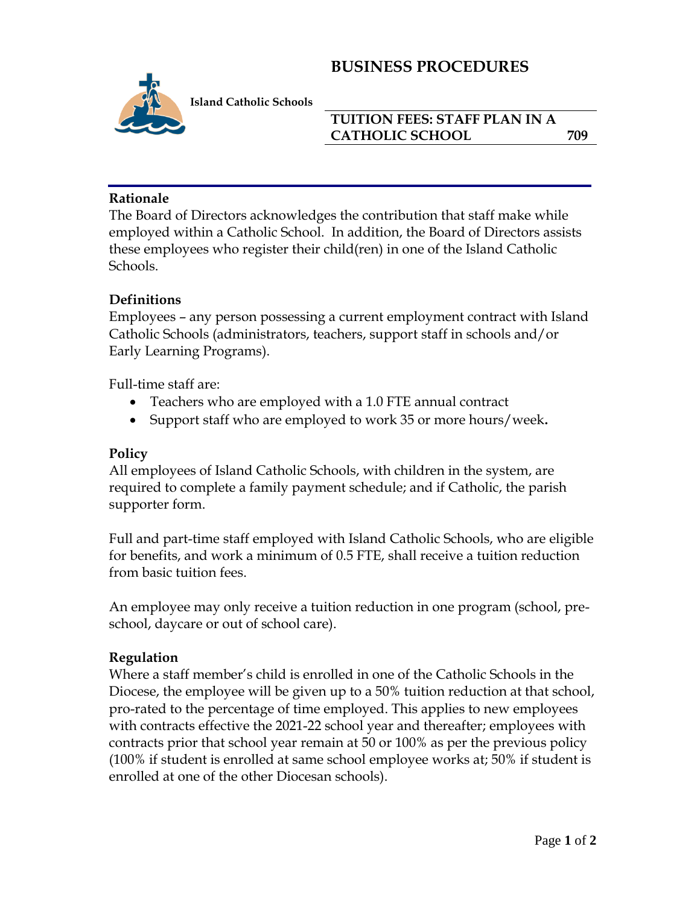# BUSINESS PROCEDURES

**Island Catholic Schools**

## TUITION FEES: STAFF PLAN IN A CATHOLIC SCHOOL 709

### Rationale

The Board of Directors acknowledges the contribution that staff make while employed within a Catholic School. In addition, the Board of Directors assists these employees who register their child(ren) in one of the Island Catholic Schools.

### Definitions

Employees – any person possessing a current employment contract with Island Catholic Schools (administrators, teachers, support staff in schools and/or Early Learning Programs).

Full-time staff are:

- Teachers who are employed with a 1.0 FTE annual contract
- Support staff who are employed to work 35 or more hours/week.

### Policy

All employees of Island Catholic Schools, with children in the system, are required to complete a family payment schedule; and if Catholic, the parish supporter form.

Full and part-time staff employed with Island Catholic Schools, who are eligible for benefits, and work a minimum of 0.5 FTE, shall receive a tuition reduction from basic tuition fees.

An employee may only receive a tuition reduction in one program (school, pre-school, daycare or out of school care).

### Regulation

Where a staff member's child is enrolled in one of the Catholic Schools in the Diocese, the employee will be given up to a 50% tuition reduction at that school, pro-rated to the percentage of time employed. This applies to new employees with contracts effective the 2021-22 school year and thereafter; employees with contracts prior that school year remain at 50 or 100% as per the previous policy (100% if student is enrolled at same school employee works at; 50% if student is enrolled at one of the other Diocesan schools).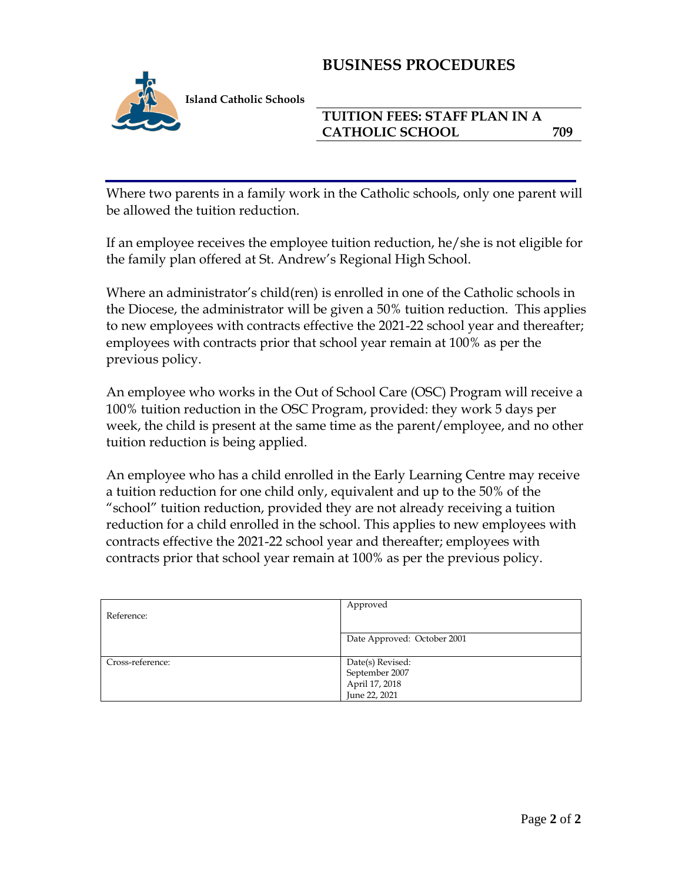# BUSINESS PROCEDURES

**Island Catholic Schools**

## TUISTION FEES: STAFF PLAN IN A CATHOLIC SCHOOL 709

Where two parents in a family work in the Catholic schools, only one parent will be allowed the tuition reduction.

If an employee receives the employee tuition reduction, he/she is not eligible for the family plan offered at St. Andrew's Regional High School.

Where an administrator's child(ren) is enrolled in one of the Catholic schools in the Diocese, the administrator will be given a 50% tuition reduction. This applies to new employees with contracts effective the 2021-22 school year and thereafter; employees with contracts prior that school year remain at 100% as per the previous policy.

An employee who works in the Out of School Care (OSC) Program will receive a 100% tuition reduction in the OSC Program, provided: they work 5 days per week, the child is present at the same time as the parent/employee, and no other tuition reduction is being applied.

An employee who has a child enrolled in the Early Learning Centre may receive a tuition reduction for one child only, equivalent and up to the 50% of the "school" tuition reduction, provided they are not already receiving a tuition reduction for a child enrolled in the school. This applies to new employees with contracts effective the 2021-22 school year and thereafter; employees with contracts prior that school year remain at 100% as per the previous policy.

| | |
|---|---|
| Reference: | Approved |
| | Date Approved: October 2001 |
| Cross-reference: | Date(s) Revised:<br>September 2007<br>April 17, 2018<br>June 22, 2021 |